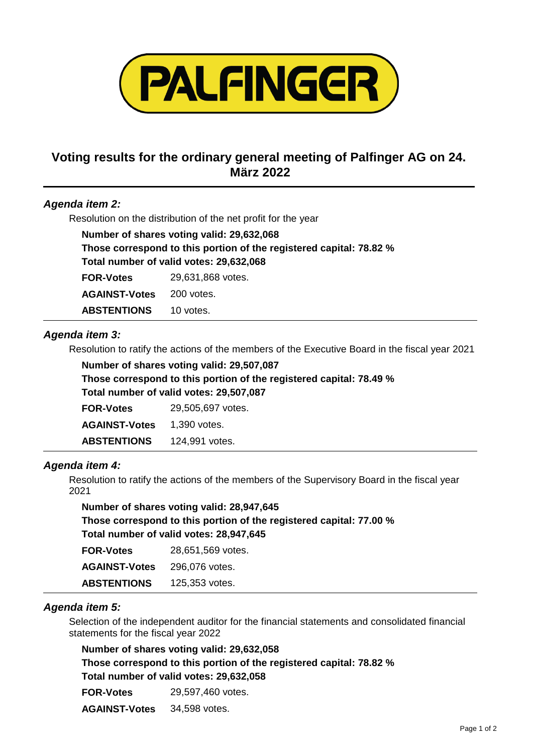PALFINGER

# Voting results for the ordinary general meeting of Palfinger AG on 24. März 2022

### *Agenda item 2:*

Resolution on the distribution of the net profit for the year

**Number of shares voting valid: 29,632,068**
**Those correspond to this portion of the registered capital: 78.82 %**
**Total number of valid votes: 29,632,068**

| | |
|---|---|
| **FOR-Votes** | 29,631,868 votes. |
| **AGAINST-Votes** | 200 votes. |
| **ABSTENTIONS** | 10 votes. |

### *Agenda item 3:*

Resolution to ratify the actions of the members of the Executive Board in the fiscal year 2021

**Number of shares voting valid: 29,507,087**
**Those correspond to this portion of the registered capital: 78.49 %**
**Total number of valid votes: 29,507,087**

| | |
|---|---|
| **FOR-Votes** | 29,505,697 votes. |
| **AGAINST-Votes** | 1,390 votes. |
| **ABSTENTIONS** | 124,991 votes. |

### *Agenda item 4:*

Resolution to ratify the actions of the members of the Supervisory Board in the fiscal year 2021

**Number of shares voting valid: 28,947,645**
**Those correspond to this portion of the registered capital: 77.00 %**
**Total number of valid votes: 28,947,645**

| | |
|---|---|
| **FOR-Votes** | 28,651,569 votes. |
| **AGAINST-Votes** | 296,076 votes. |
| **ABSTENTIONS** | 125,353 votes. |

### *Agenda item 5:*

Selection of the independent auditor for the financial statements and consolidated financial statements for the fiscal year 2022

**Number of shares voting valid: 29,632,058**
**Those correspond to this portion of the registered capital: 78.82 %**
**Total number of valid votes: 29,632,058**

| | |
|---|---|
| **FOR-Votes** | 29,597,460 votes. |
| **AGAINST-Votes** | 34,598 votes. |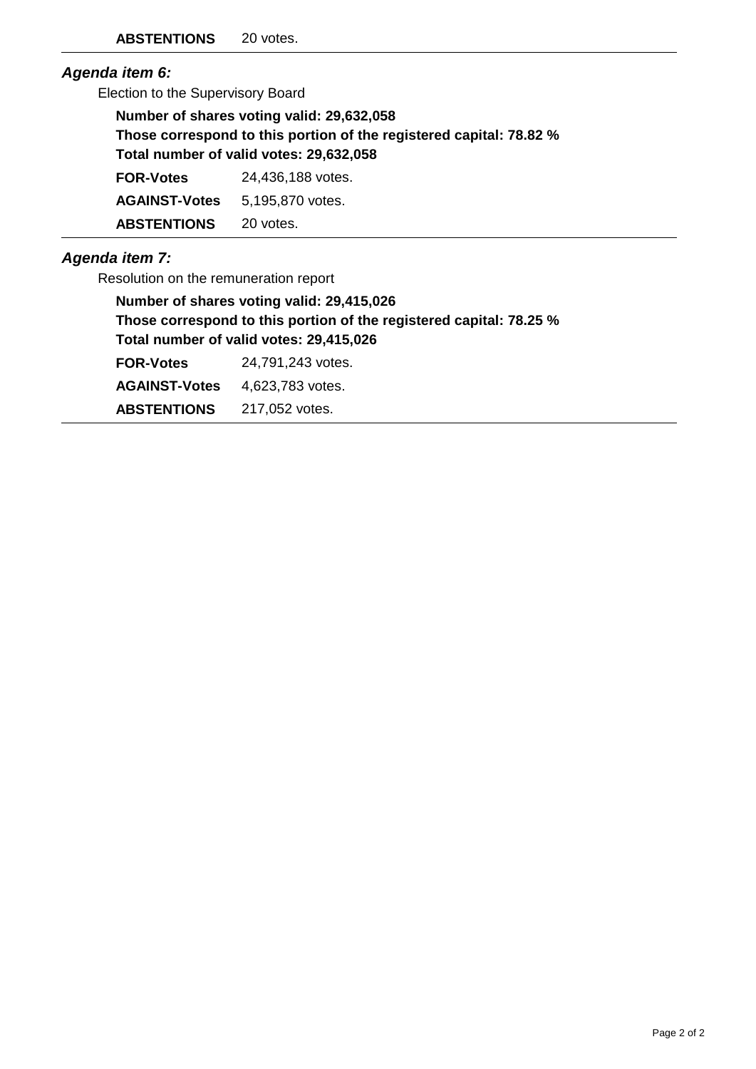**ABSTENTIONS** 20 votes.

---

***Agenda item 6:***

Election to the Supervisory Board

**Number of shares voting valid: 29,632,058**
**Those correspond to this portion of the registered capital: 78.82 %**
**Total number of valid votes: 29,632,058**

| | |
|---|---|
| **FOR-Votes** | 24,436,188 votes. |
| **AGAINST-Votes** | 5,195,870 votes. |
| **ABSTENTIONS** | 20 votes. |

---

***Agenda item 7:***

Resolution on the remuneration report

**Number of shares voting valid: 29,415,026**
**Those correspond to this portion of the registered capital: 78.25 %**
**Total number of valid votes: 29,415,026**

| | |
|---|---|
| **FOR-Votes** | 24,791,243 votes. |
| **AGAINST-Votes** | 4,623,783 votes. |
| **ABSTENTIONS** | 217,052 votes. |